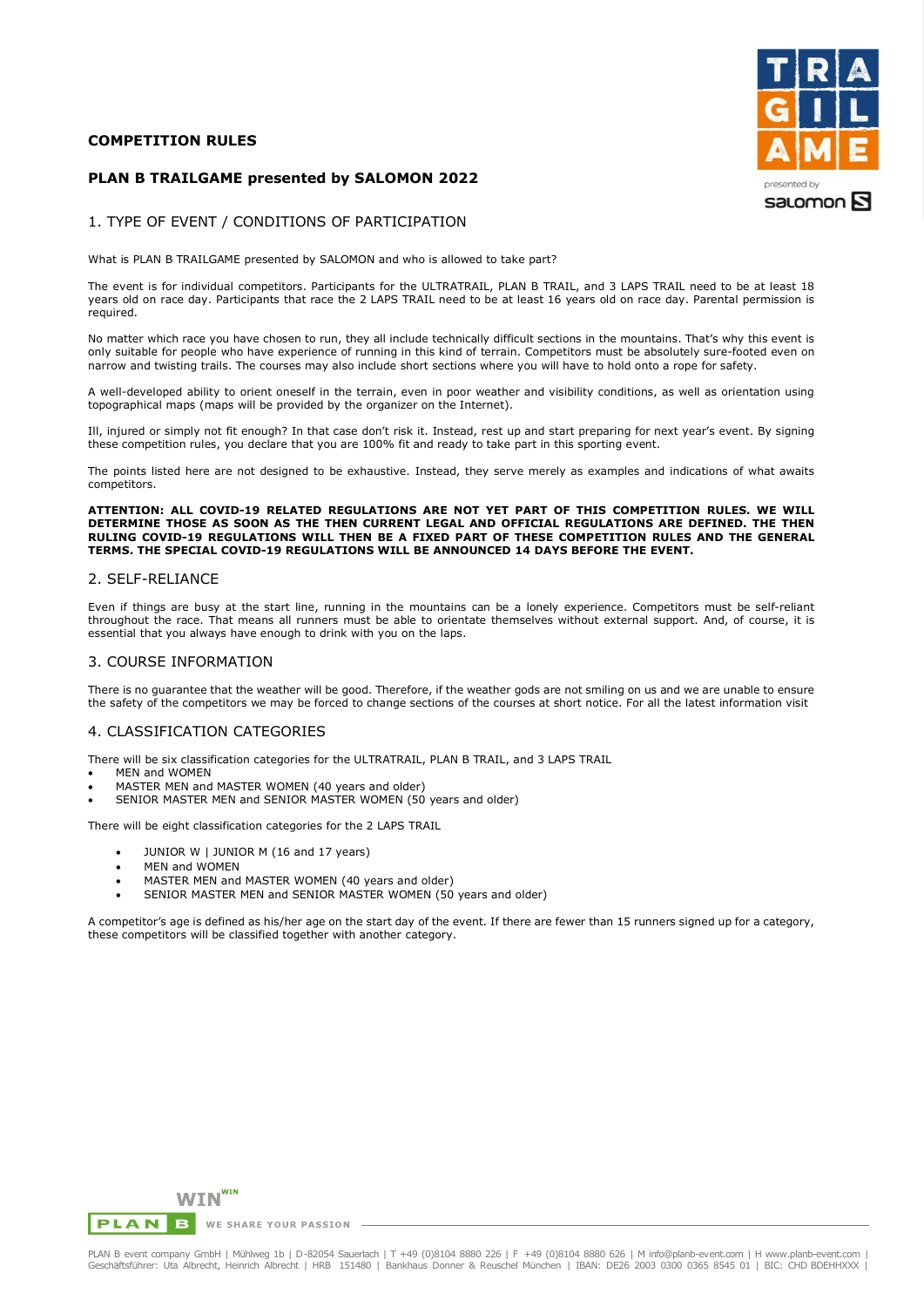# COMPETITION RULES

## PLAN B TRAILGAME presented by SALOMON 2022

## 1. TYPE OF EVENT / CONDITIONS OF PARTICIPATION

What is PLAN B TRAILGAME presented by SALOMON and who is allowed to take part?

The event is for individual competitors. Participants for the ULTRATRAIL, PLAN B TRAIL, and 3 LAPS TRAIL need to be at least 18 years old on race day. Participants that race the 2 LAPS TRAIL need to be at least 16 years old on race day. Parental permission is required.

No matter which race you have chosen to run, they all include technically difficult sections in the mountains. That's why this event is only suitable for people who have experience of running in this kind of terrain. Competitors must be absolutely sure-footed even on narrow and twisting trails. The courses may also include short sections where you will have to hold onto a rope for safety.

A well-developed ability to orient oneself in the terrain, even in poor weather and visibility conditions, as well as orientation using topographical maps (maps will be provided by the organizer on the Internet).

Ill, injured or simply not fit enough? In that case don't risk it. Instead, rest up and start preparing for next year's event. By signing these competition rules, you declare that you are 100% fit and ready to take part in this sporting event.

The points listed here are not designed to be exhaustive. Instead, they serve merely as examples and indications of what awaits competitors.

**ATTENTION: ALL COVID-19 RELATED REGULATIONS ARE NOT YET PART OF THIS COMPETITION RULES. WE WILL DETERMINE THOSE AS SOON AS THE THEN CURRENT LEGAL AND OFFICIAL REGULATIONS ARE DEFINED. THE THEN RULING COVID-19 REGULATIONS WILL THEN BE A FIXED PART OF THESE COMPETITION RULES AND THE GENERAL TERMS. THE SPECIAL COVID-19 REGULATIONS WILL BE ANNOUNCED 14 DAYS BEFORE THE EVENT.**

## 2. SELF-RELIANCE

Even if things are busy at the start line, running in the mountains can be a lonely experience. Competitors must be self-reliant throughout the race. That means all runners must be able to orientate themselves without external support. And, of course, it is essential that you always have enough to drink with you on the laps.

## 3. COURSE INFORMATION

There is no guarantee that the weather will be good. Therefore, if the weather gods are not smiling on us and we are unable to ensure the safety of the competitors we may be forced to change sections of the courses at short notice. For all the latest information visit

## 4. CLASSIFICATION CATEGORIES

There will be six classification categories for the ULTRATRAIL, PLAN B TRAIL, and 3 LAPS TRAIL

- MEN and WOMEN
- MASTER MEN and MASTER WOMEN (40 years and older)
- SENIOR MASTER MEN and SENIOR MASTER WOMEN (50 years and older)

There will be eight classification categories for the 2 LAPS TRAIL

- JUNIOR W | JUNIOR M (16 and 17 years)
- MEN and WOMEN
- MASTER MEN and MASTER WOMEN (40 years and older)
- SENIOR MASTER MEN and SENIOR MASTER WOMEN (50 years and older)

A competitor's age is defined as his/her age on the start day of the event. If there are fewer than 15 runners signed up for a category, these competitors will be classified together with another category.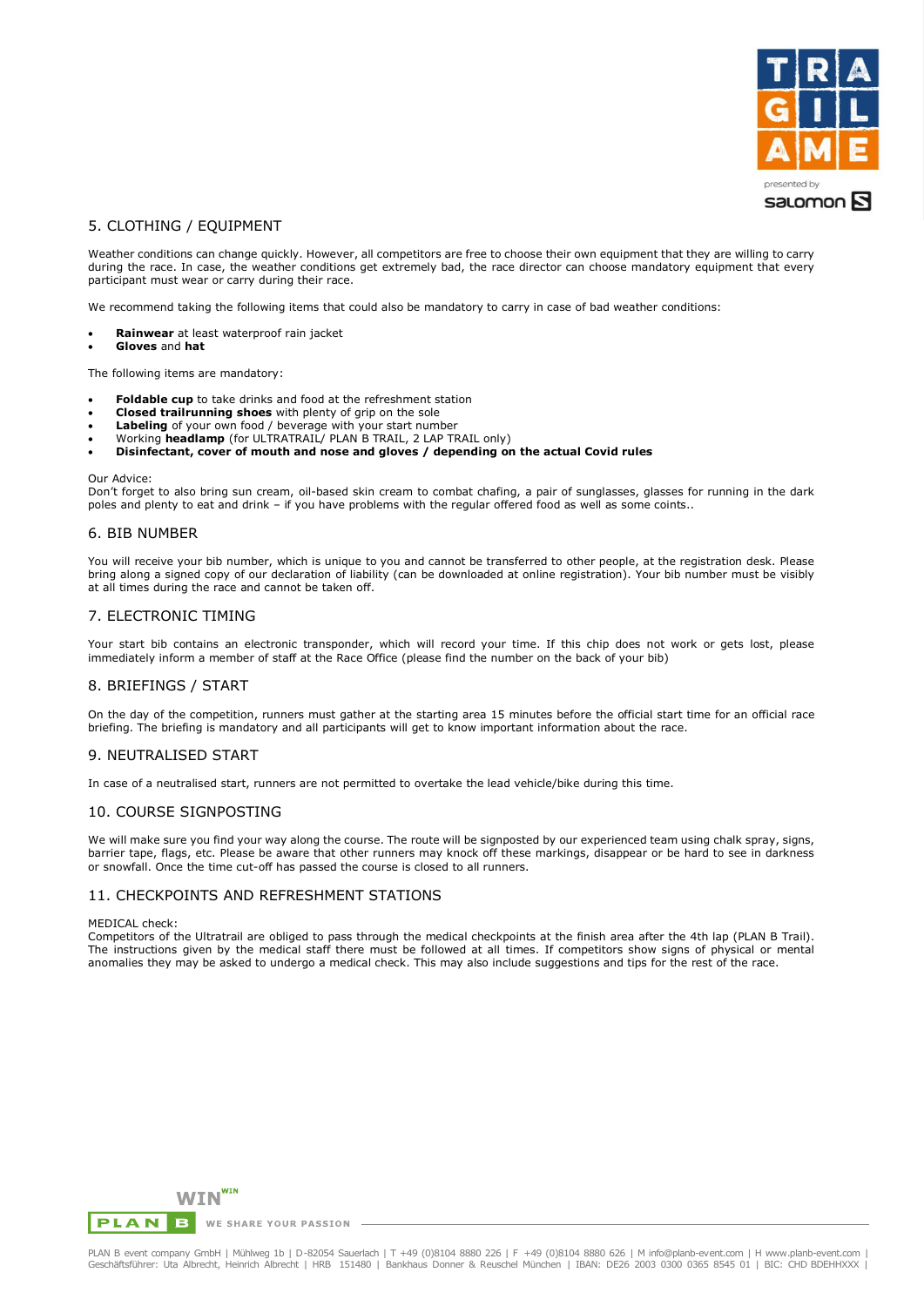## 5. CLOTHING / EQUIPMENT

Weather conditions can change quickly. However, all competitors are free to choose their own equipment that they are willing to carry during the race. In case, the weather conditions get extremely bad, the race director can choose mandatory equipment that every participant must wear or carry during their race.

We recommend taking the following items that could also be mandatory to carry in case of bad weather conditions:

- **Rainwear** at least waterproof rain jacket
- **Gloves** and **hat**

The following items are mandatory:

- **Foldable cup** to take drinks and food at the refreshment station
- **Closed trailrunning shoes** with plenty of grip on the sole
- **Labeling** of your own food / beverage with your start number
- Working **headlamp** (for ULTRATRAIL/ PLAN B TRAIL, 2 LAP TRAIL only)
- **Disinfectant, cover of mouth and nose and gloves / depending on the actual Covid rules**

Our Advice:
Don't forget to also bring sun cream, oil-based skin cream to combat chafing, a pair of sunglasses, glasses for running in the dark poles and plenty to eat and drink – if you have problems with the regular offered food as well as some coints..

## 6. BIB NUMBER

You will receive your bib number, which is unique to you and cannot be transferred to other people, at the registration desk. Please bring along a signed copy of our declaration of liability (can be downloaded at online registration). Your bib number must be visibly at all times during the race and cannot be taken off.

## 7. ELECTRONIC TIMING

Your start bib contains an electronic transponder, which will record your time. If this chip does not work or gets lost, please immediately inform a member of staff at the Race Office (please find the number on the back of your bib)

## 8. BRIEFINGS / START

On the day of the competition, runners must gather at the starting area 15 minutes before the official start time for an official race briefing. The briefing is mandatory and all participants will get to know important information about the race.

## 9. NEUTRALISED START

In case of a neutralised start, runners are not permitted to overtake the lead vehicle/bike during this time.

## 10. COURSE SIGNPOSTING

We will make sure you find your way along the course. The route will be signposted by our experienced team using chalk spray, signs, barrier tape, flags, etc. Please be aware that other runners may knock off these markings, disappear or be hard to see in darkness or snowfall. Once the time cut-off has passed the course is closed to all runners.

## 11. CHECKPOINTS AND REFRESHMENT STATIONS

MEDICAL check:
Competitors of the Ultratrail are obliged to pass through the medical checkpoints at the finish area after the 4th lap (PLAN B Trail). The instructions given by the medical staff there must be followed at all times. If competitors show signs of physical or mental anomalies they may be asked to undergo a medical check. This may also include suggestions and tips for the rest of the race.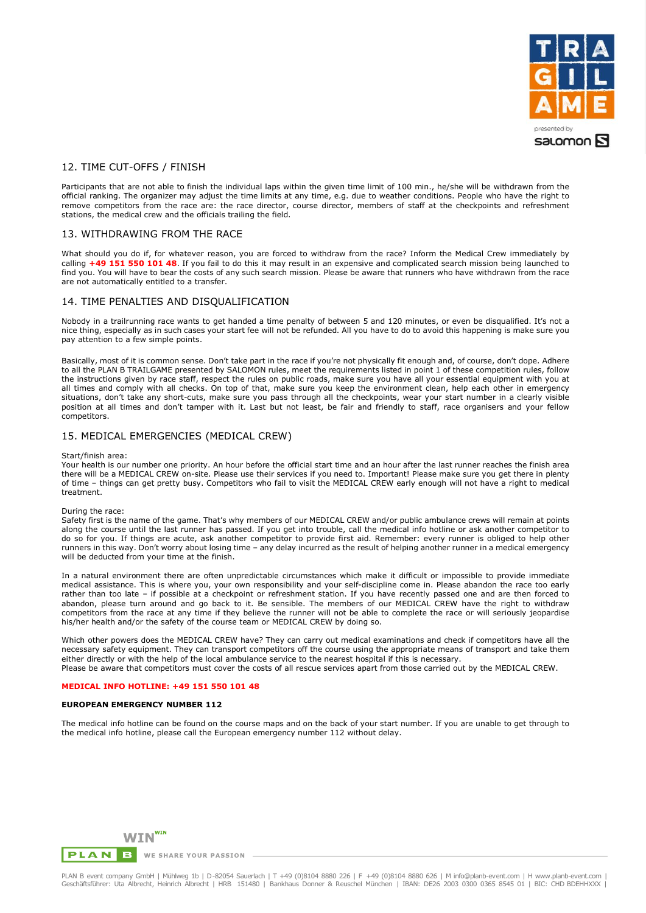## 12. TIME CUT-OFFS / FINISH

Participants that are not able to finish the individual laps within the given time limit of 100 min., he/she will be withdrawn from the official ranking. The organizer may adjust the time limits at any time, e.g. due to weather conditions. People who have the right to remove competitors from the race are: the race director, course director, members of staff at the checkpoints and refreshment stations, the medical crew and the officials trailing the field.

## 13. WITHDRAWING FROM THE RACE

What should you do if, for whatever reason, you are forced to withdraw from the race? Inform the Medical Crew immediately by calling **+49 151 550 101 48**. If you fail to do this it may result in an expensive and complicated search mission being launched to find you. You will have to bear the costs of any such search mission. Please be aware that runners who have withdrawn from the race are not automatically entitled to a transfer.

## 14. TIME PENALTIES AND DISQUALIFICATION

Nobody in a trailrunning race wants to get handed a time penalty of between 5 and 120 minutes, or even be disqualified. It's not a nice thing, especially as in such cases your start fee will not be refunded. All you have to do to avoid this happening is make sure you pay attention to a few simple points.

Basically, most of it is common sense. Don't take part in the race if you're not physically fit enough and, of course, don't dope. Adhere to all the PLAN B TRAILGAME presented by SALOMON rules, meet the requirements listed in point 1 of these competition rules, follow the instructions given by race staff, respect the rules on public roads, make sure you have all your essential equipment with you at all times and comply with all checks. On top of that, make sure you keep the environment clean, help each other in emergency situations, don't take any short-cuts, make sure you pass through all the checkpoints, wear your start number in a clearly visible position at all times and don't tamper with it. Last but not least, be fair and friendly to staff, race organisers and your fellow competitors.

## 15. MEDICAL EMERGENCIES (MEDICAL CREW)

Start/finish area:
Your health is our number one priority. An hour before the official start time and an hour after the last runner reaches the finish area there will be a MEDICAL CREW on-site. Please use their services if you need to. Important! Please make sure you get there in plenty of time – things can get pretty busy. Competitors who fail to visit the MEDICAL CREW early enough will not have a right to medical treatment.

During the race:
Safety first is the name of the game. That's why members of our MEDICAL CREW and/or public ambulance crews will remain at points along the course until the last runner has passed. If you get into trouble, call the medical info hotline or ask another competitor to do so for you. If things are acute, ask another competitor to provide first aid. Remember: every runner is obliged to help other runners in this way. Don't worry about losing time – any delay incurred as the result of helping another runner in a medical emergency will be deducted from your time at the finish.

In a natural environment there are often unpredictable circumstances which make it difficult or impossible to provide immediate medical assistance. This is where you, your own responsibility and your self-discipline come in. Please abandon the race too early rather than too late – if possible at a checkpoint or refreshment station. If you have recently passed one and are then forced to abandon, please turn around and go back to it. Be sensible. The members of our MEDICAL CREW have the right to withdraw competitors from the race at any time if they believe the runner will not be able to complete the race or will seriously jeopardise his/her health and/or the safety of the course team or MEDICAL CREW by doing so.

Which other powers does the MEDICAL CREW have? They can carry out medical examinations and check if competitors have all the necessary safety equipment. They can transport competitors off the course using the appropriate means of transport and take them either directly or with the help of the local ambulance service to the nearest hospital if this is necessary.
Please be aware that competitors must cover the costs of all rescue services apart from those carried out by the MEDICAL CREW.

**MEDICAL INFO HOTLINE: +49 151 550 101 48**

**EUROPEAN EMERGENCY NUMBER 112**

The medical info hotline can be found on the course maps and on the back of your start number. If you are unable to get through to the medical info hotline, please call the European emergency number 112 without delay.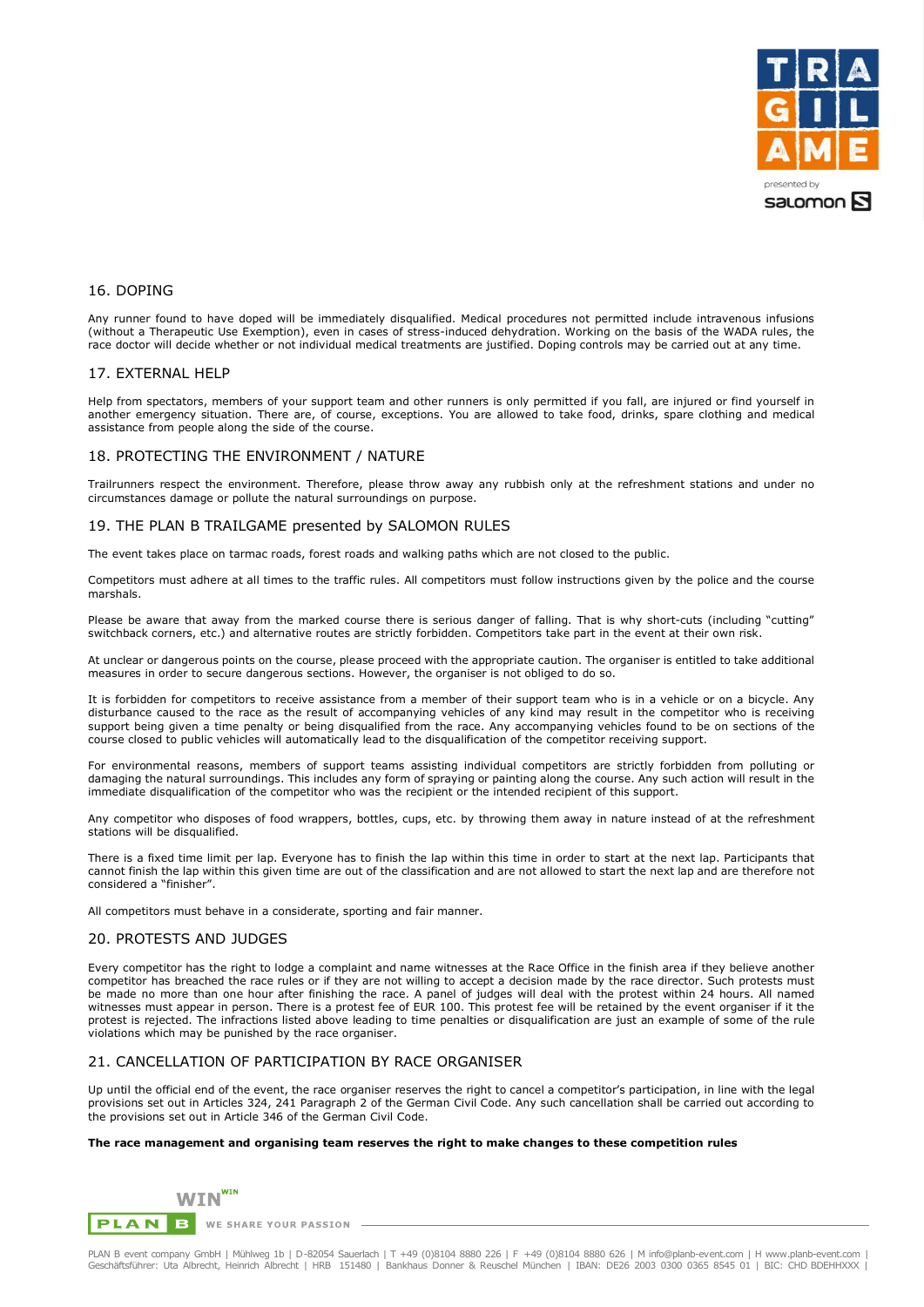## 16. DOPING

Any runner found to have doped will be immediately disqualified. Medical procedures not permitted include intravenous infusions (without a Therapeutic Use Exemption), even in cases of stress-induced dehydration. Working on the basis of the WADA rules, the race doctor will decide whether or not individual medical treatments are justified. Doping controls may be carried out at any time.

## 17. EXTERNAL HELP

Help from spectators, members of your support team and other runners is only permitted if you fall, are injured or find yourself in another emergency situation. There are, of course, exceptions. You are allowed to take food, drinks, spare clothing and medical assistance from people along the side of the course.

## 18. PROTECTING THE ENVIRONMENT / NATURE

Trailrunners respect the environment. Therefore, please throw away any rubbish only at the refreshment stations and under no circumstances damage or pollute the natural surroundings on purpose.

## 19. THE PLAN B TRAILGAME presented by SALOMON RULES

The event takes place on tarmac roads, forest roads and walking paths which are not closed to the public.

Competitors must adhere at all times to the traffic rules. All competitors must follow instructions given by the police and the course marshals.

Please be aware that away from the marked course there is serious danger of falling. That is why short-cuts (including "cutting" switchback corners, etc.) and alternative routes are strictly forbidden. Competitors take part in the event at their own risk.

At unclear or dangerous points on the course, please proceed with the appropriate caution. The organiser is entitled to take additional measures in order to secure dangerous sections. However, the organiser is not obliged to do so.

It is forbidden for competitors to receive assistance from a member of their support team who is in a vehicle or on a bicycle. Any disturbance caused to the race as the result of accompanying vehicles of any kind may result in the competitor who is receiving support being given a time penalty or being disqualified from the race. Any accompanying vehicles found to be on sections of the course closed to public vehicles will automatically lead to the disqualification of the competitor receiving support.

For environmental reasons, members of support teams assisting individual competitors are strictly forbidden from polluting or damaging the natural surroundings. This includes any form of spraying or painting along the course. Any such action will result in the immediate disqualification of the competitor who was the recipient or the intended recipient of this support.

Any competitor who disposes of food wrappers, bottles, cups, etc. by throwing them away in nature instead of at the refreshment stations will be disqualified.

There is a fixed time limit per lap. Everyone has to finish the lap within this time in order to start at the next lap. Participants that cannot finish the lap within this given time are out of the classification and are not allowed to start the next lap and are therefore not considered a "finisher".

All competitors must behave in a considerate, sporting and fair manner.

## 20. PROTESTS AND JUDGES

Every competitor has the right to lodge a complaint and name witnesses at the Race Office in the finish area if they believe another competitor has breached the race rules or if they are not willing to accept a decision made by the race director. Such protests must be made no more than one hour after finishing the race. A panel of judges will deal with the protest within 24 hours. All named witnesses must appear in person. There is a protest fee of EUR 100. This protest fee will be retained by the event organiser if it the protest is rejected. The infractions listed above leading to time penalties or disqualification are just an example of some of the rule violations which may be punished by the race organiser.

## 21. CANCELLATION OF PARTICIPATION BY RACE ORGANISER

Up until the official end of the event, the race organiser reserves the right to cancel a competitor's participation, in line with the legal provisions set out in Articles 324, 241 Paragraph 2 of the German Civil Code. Any such cancellation shall be carried out according to the provisions set out in Article 346 of the German Civil Code.

**The race management and organising team reserves the right to make changes to these competition rules**